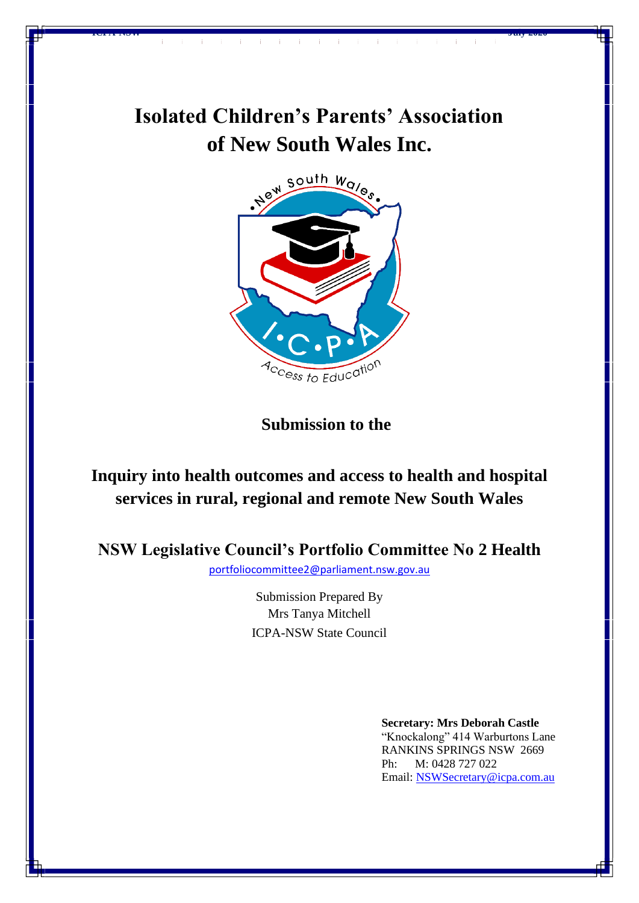# Isolated Children's Parents' Association of New South Wales Inc.

## Submission to the

## Inquiry into health outcomes and access to health and hospital services in rural, regional and remote New South Wales

## NSW Legislative Council's Portfolio Committee No 2 Health

portfoliocommittee2@parliament.nsw.gov.au

Submission Prepared By
Mrs Tanya Mitchell
ICPA-NSW State Council

**Secretary: Mrs Deborah Castle**
"Knockalong" 414 Warburtons Lane
RANKINS SPRINGS NSW 2669
Ph: M: 0428 727 022
Email: NSWSecretary@icpa.com.au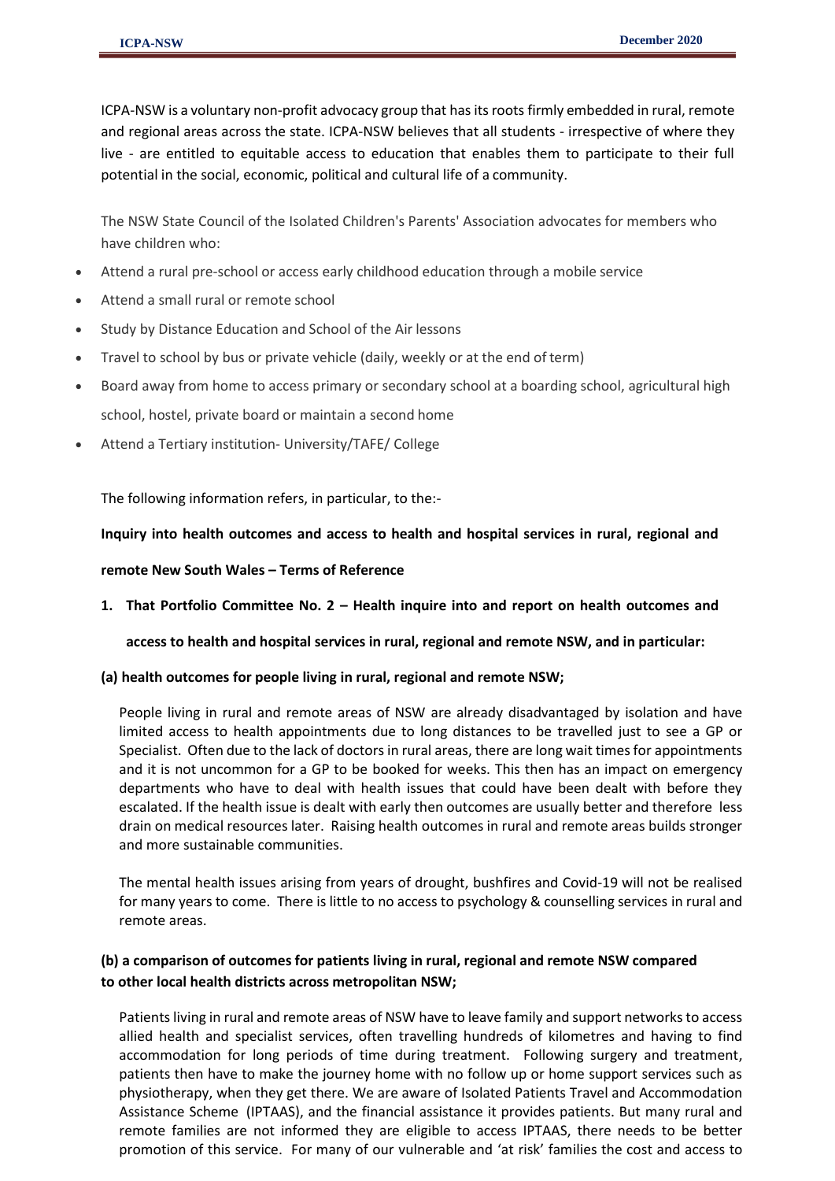ICPA-NSW is a voluntary non-profit advocacy group that has its roots firmly embedded in rural, remote and regional areas across the state. ICPA-NSW believes that all students - irrespective of where they live - are entitled to equitable access to education that enables them to participate to their full potential in the social, economic, political and cultural life of a community.

The NSW State Council of the Isolated Children's Parents' Association advocates for members who have children who:

- Attend a rural pre-school or access early childhood education through a mobile service
- Attend a small rural or remote school
- Study by Distance Education and School of the Air lessons
- Travel to school by bus or private vehicle (daily, weekly or at the end of term)
- Board away from home to access primary or secondary school at a boarding school, agricultural high school, hostel, private board or maintain a second home
- Attend a Tertiary institution- University/TAFE/ College

The following information refers, in particular, to the:-

**Inquiry into health outcomes and access to health and hospital services in rural, regional and remote New South Wales – Terms of Reference**

**1. That Portfolio Committee No. 2 – Health inquire into and report on health outcomes and access to health and hospital services in rural, regional and remote NSW, and in particular:**

**(a) health outcomes for people living in rural, regional and remote NSW;**

People living in rural and remote areas of NSW are already disadvantaged by isolation and have limited access to health appointments due to long distances to be travelled just to see a GP or Specialist. Often due to the lack of doctors in rural areas, there are long wait times for appointments and it is not uncommon for a GP to be booked for weeks. This then has an impact on emergency departments who have to deal with health issues that could have been dealt with before they escalated. If the health issue is dealt with early then outcomes are usually better and therefore less drain on medical resources later. Raising health outcomes in rural and remote areas builds stronger and more sustainable communities.

The mental health issues arising from years of drought, bushfires and Covid-19 will not be realised for many years to come. There is little to no access to psychology & counselling services in rural and remote areas.

**(b) a comparison of outcomes for patients living in rural, regional and remote NSW compared to other local health districts across metropolitan NSW;**

Patients living in rural and remote areas of NSW have to leave family and support networks to access allied health and specialist services, often travelling hundreds of kilometres and having to find accommodation for long periods of time during treatment. Following surgery and treatment, patients then have to make the journey home with no follow up or home support services such as physiotherapy, when they get there. We are aware of Isolated Patients Travel and Accommodation Assistance Scheme (IPTAAS), and the financial assistance it provides patients. But many rural and remote families are not informed they are eligible to access IPTAAS, there needs to be better promotion of this service. For many of our vulnerable and 'at risk' families the cost and access to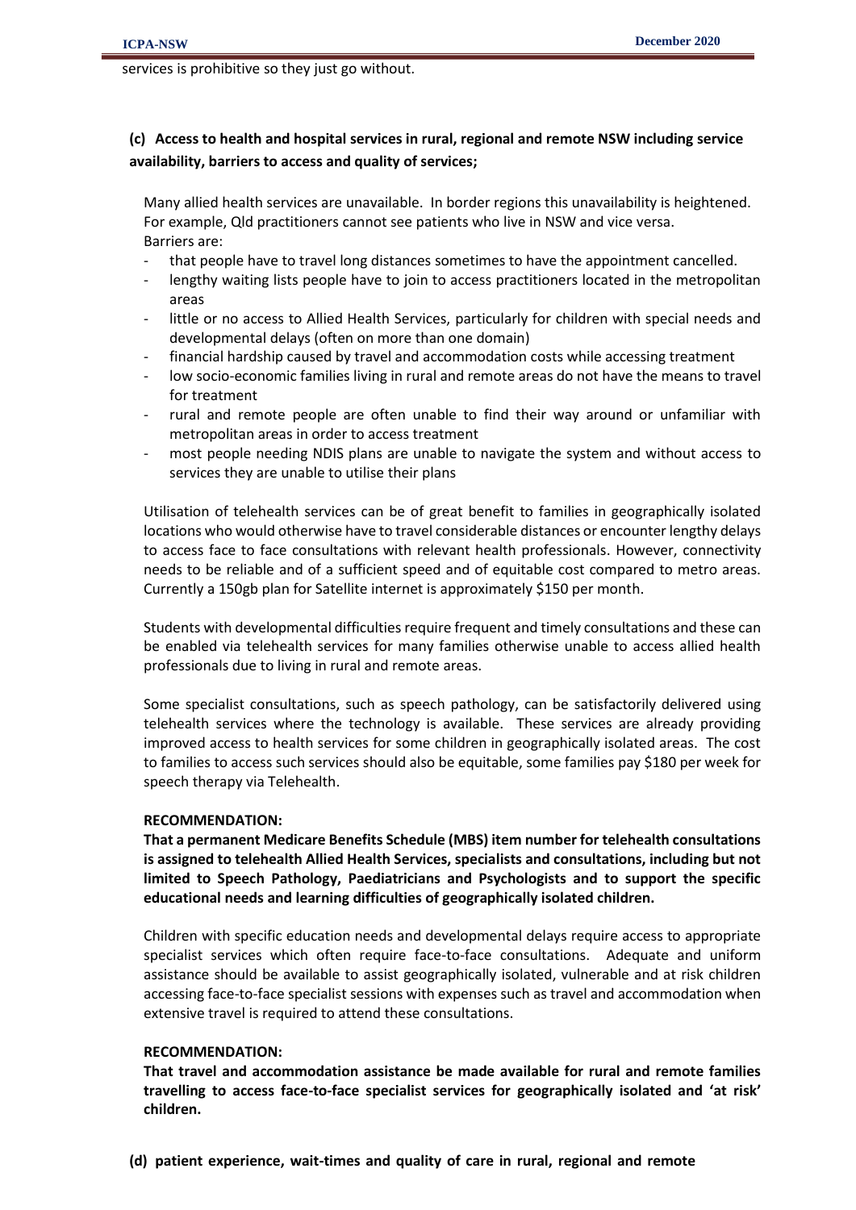services is prohibitive so they just go without.

**(c) Access to health and hospital services in rural, regional and remote NSW including service availability, barriers to access and quality of services;**

Many allied health services are unavailable. In border regions this unavailability is heightened. For example, Qld practitioners cannot see patients who live in NSW and vice versa.
Barriers are:

- that people have to travel long distances sometimes to have the appointment cancelled.
- lengthy waiting lists people have to join to access practitioners located in the metropolitan areas
- little or no access to Allied Health Services, particularly for children with special needs and developmental delays (often on more than one domain)
- financial hardship caused by travel and accommodation costs while accessing treatment
- low socio-economic families living in rural and remote areas do not have the means to travel for treatment
- rural and remote people are often unable to find their way around or unfamiliar with metropolitan areas in order to access treatment
- most people needing NDIS plans are unable to navigate the system and without access to services they are unable to utilise their plans

Utilisation of telehealth services can be of great benefit to families in geographically isolated locations who would otherwise have to travel considerable distances or encounter lengthy delays to access face to face consultations with relevant health professionals. However, connectivity needs to be reliable and of a sufficient speed and of equitable cost compared to metro areas. Currently a 150gb plan for Satellite internet is approximately $150 per month.

Students with developmental difficulties require frequent and timely consultations and these can be enabled via telehealth services for many families otherwise unable to access allied health professionals due to living in rural and remote areas.

Some specialist consultations, such as speech pathology, can be satisfactorily delivered using telehealth services where the technology is available. These services are already providing improved access to health services for some children in geographically isolated areas. The cost to families to access such services should also be equitable, some families pay $180 per week for speech therapy via Telehealth.

**RECOMMENDATION:**

**That a permanent Medicare Benefits Schedule (MBS) item number for telehealth consultations is assigned to telehealth Allied Health Services, specialists and consultations, including but not limited to Speech Pathology, Paediatricians and Psychologists and to support the specific educational needs and learning difficulties of geographically isolated children.**

Children with specific education needs and developmental delays require access to appropriate specialist services which often require face-to-face consultations. Adequate and uniform assistance should be available to assist geographically isolated, vulnerable and at risk children accessing face-to-face specialist sessions with expenses such as travel and accommodation when extensive travel is required to attend these consultations.

**RECOMMENDATION:**

**That travel and accommodation assistance be made available for rural and remote families travelling to access face-to-face specialist services for geographically isolated and 'at risk' children.**

**(d) patient experience, wait-times and quality of care in rural, regional and remote**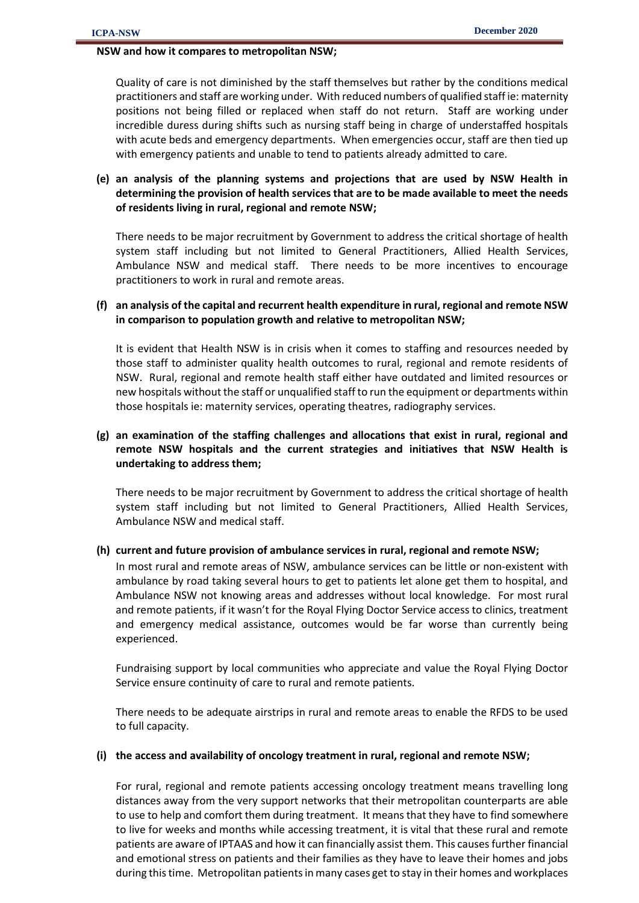**NSW and how it compares to metropolitan NSW;**

Quality of care is not diminished by the staff themselves but rather by the conditions medical practitioners and staff are working under. With reduced numbers of qualified staff ie: maternity positions not being filled or replaced when staff do not return. Staff are working under incredible duress during shifts such as nursing staff being in charge of understaffed hospitals with acute beds and emergency departments. When emergencies occur, staff are then tied up with emergency patients and unable to tend to patients already admitted to care.

**(e) an analysis of the planning systems and projections that are used by NSW Health in determining the provision of health services that are to be made available to meet the needs of residents living in rural, regional and remote NSW;**

There needs to be major recruitment by Government to address the critical shortage of health system staff including but not limited to General Practitioners, Allied Health Services, Ambulance NSW and medical staff. There needs to be more incentives to encourage practitioners to work in rural and remote areas.

**(f) an analysis of the capital and recurrent health expenditure in rural, regional and remote NSW in comparison to population growth and relative to metropolitan NSW;**

It is evident that Health NSW is in crisis when it comes to staffing and resources needed by those staff to administer quality health outcomes to rural, regional and remote residents of NSW. Rural, regional and remote health staff either have outdated and limited resources or new hospitals without the staff or unqualified staff to run the equipment or departments within those hospitals ie: maternity services, operating theatres, radiography services.

**(g) an examination of the staffing challenges and allocations that exist in rural, regional and remote NSW hospitals and the current strategies and initiatives that NSW Health is undertaking to address them;**

There needs to be major recruitment by Government to address the critical shortage of health system staff including but not limited to General Practitioners, Allied Health Services, Ambulance NSW and medical staff.

**(h) current and future provision of ambulance services in rural, regional and remote NSW;**

In most rural and remote areas of NSW, ambulance services can be little or non-existent with ambulance by road taking several hours to get to patients let alone get them to hospital, and Ambulance NSW not knowing areas and addresses without local knowledge. For most rural and remote patients, if it wasn't for the Royal Flying Doctor Service access to clinics, treatment and emergency medical assistance, outcomes would be far worse than currently being experienced.

Fundraising support by local communities who appreciate and value the Royal Flying Doctor Service ensure continuity of care to rural and remote patients.

There needs to be adequate airstrips in rural and remote areas to enable the RFDS to be used to full capacity.

**(i) the access and availability of oncology treatment in rural, regional and remote NSW;**

For rural, regional and remote patients accessing oncology treatment means travelling long distances away from the very support networks that their metropolitan counterparts are able to use to help and comfort them during treatment. It means that they have to find somewhere to live for weeks and months while accessing treatment, it is vital that these rural and remote patients are aware of IPTAAS and how it can financially assist them. This causes further financial and emotional stress on patients and their families as they have to leave their homes and jobs during this time. Metropolitan patients in many cases get to stay in their homes and workplaces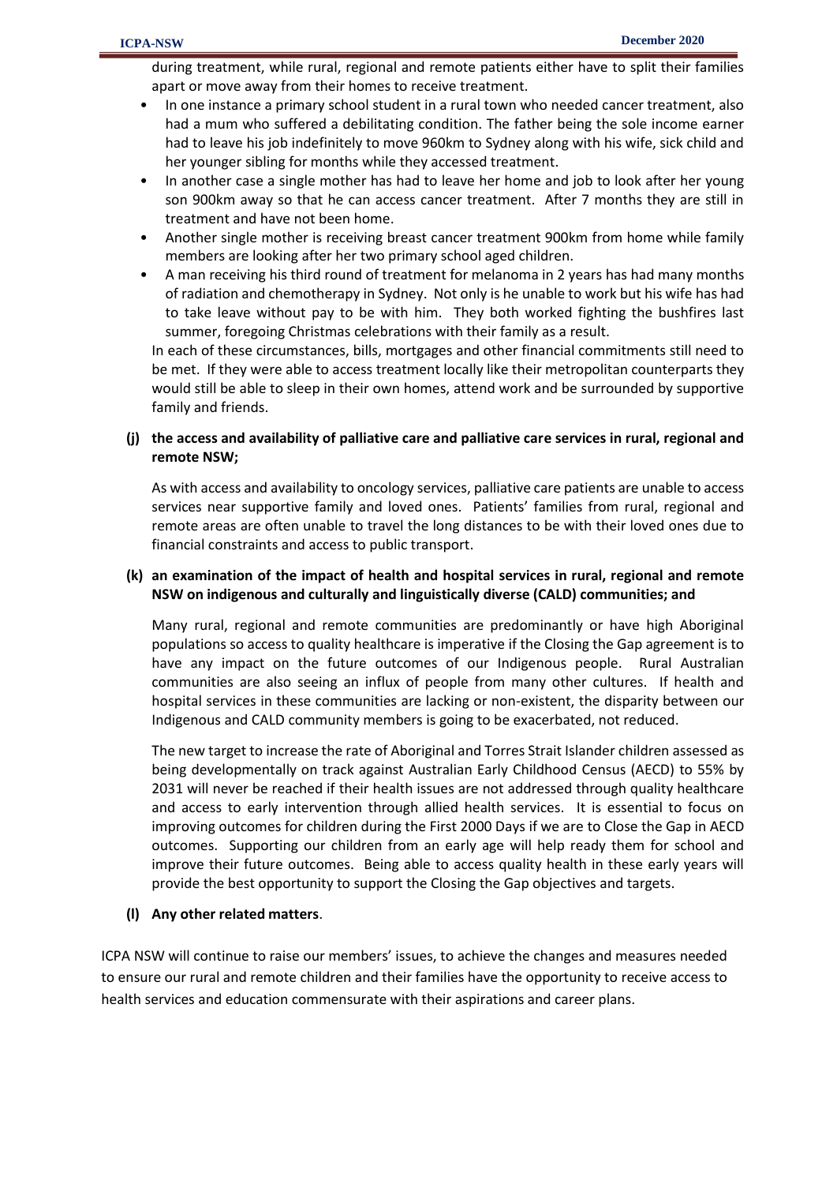during treatment, while rural, regional and remote patients either have to split their families apart or move away from their homes to receive treatment.

- In one instance a primary school student in a rural town who needed cancer treatment, also had a mum who suffered a debilitating condition. The father being the sole income earner had to leave his job indefinitely to move 960km to Sydney along with his wife, sick child and her younger sibling for months while they accessed treatment.
- In another case a single mother has had to leave her home and job to look after her young son 900km away so that he can access cancer treatment. After 7 months they are still in treatment and have not been home.
- Another single mother is receiving breast cancer treatment 900km from home while family members are looking after her two primary school aged children.
- A man receiving his third round of treatment for melanoma in 2 years has had many months of radiation and chemotherapy in Sydney. Not only is he unable to work but his wife has had to take leave without pay to be with him. They both worked fighting the bushfires last summer, foregoing Christmas celebrations with their family as a result.

In each of these circumstances, bills, mortgages and other financial commitments still need to be met. If they were able to access treatment locally like their metropolitan counterparts they would still be able to sleep in their own homes, attend work and be surrounded by supportive family and friends.

**(j) the access and availability of palliative care and palliative care services in rural, regional and remote NSW;**

As with access and availability to oncology services, palliative care patients are unable to access services near supportive family and loved ones. Patients' families from rural, regional and remote areas are often unable to travel the long distances to be with their loved ones due to financial constraints and access to public transport.

**(k) an examination of the impact of health and hospital services in rural, regional and remote NSW on indigenous and culturally and linguistically diverse (CALD) communities; and**

Many rural, regional and remote communities are predominantly or have high Aboriginal populations so access to quality healthcare is imperative if the Closing the Gap agreement is to have any impact on the future outcomes of our Indigenous people. Rural Australian communities are also seeing an influx of people from many other cultures. If health and hospital services in these communities are lacking or non-existent, the disparity between our Indigenous and CALD community members is going to be exacerbated, not reduced.

The new target to increase the rate of Aboriginal and Torres Strait Islander children assessed as being developmentally on track against Australian Early Childhood Census (AECD) to 55% by 2031 will never be reached if their health issues are not addressed through quality healthcare and access to early intervention through allied health services. It is essential to focus on improving outcomes for children during the First 2000 Days if we are to Close the Gap in AECD outcomes. Supporting our children from an early age will help ready them for school and improve their future outcomes. Being able to access quality health in these early years will provide the best opportunity to support the Closing the Gap objectives and targets.

**(l) Any other related matters**.

ICPA NSW will continue to raise our members' issues, to achieve the changes and measures needed to ensure our rural and remote children and their families have the opportunity to receive access to health services and education commensurate with their aspirations and career plans.